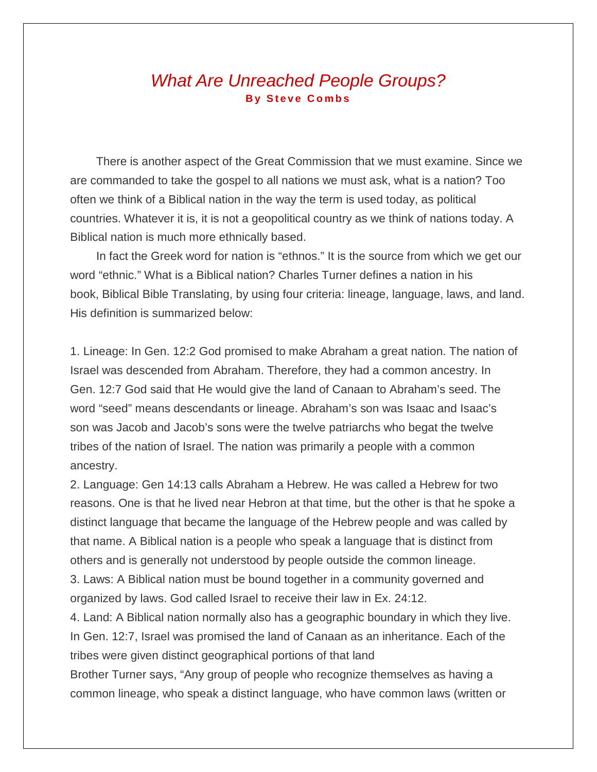# *What Are Unreached People Groups?*

**By Steve Combs**

There is another aspect of the Great Commission that we must examine. Since we are commanded to take the gospel to all nations we must ask, what is a nation? Too often we think of a Biblical nation in the way the term is used today, as political countries. Whatever it is, it is not a geopolitical country as we think of nations today. A Biblical nation is much more ethnically based.

In fact the Greek word for nation is "ethnos." It is the source from which we get our word "ethnic." What is a Biblical nation? Charles Turner defines a nation in his book, Biblical Bible Translating, by using four criteria: lineage, language, laws, and land. His definition is summarized below:

1. Lineage: In Gen. 12:2 God promised to make Abraham a great nation. The nation of Israel was descended from Abraham. Therefore, they had a common ancestry. In Gen. 12:7 God said that He would give the land of Canaan to Abraham's seed. The word "seed" means descendants or lineage. Abraham's son was Isaac and Isaac's son was Jacob and Jacob's sons were the twelve patriarchs who begat the twelve tribes of the nation of Israel. The nation was primarily a people with a common ancestry.
2. Language: Gen 14:13 calls Abraham a Hebrew. He was called a Hebrew for two reasons. One is that he lived near Hebron at that time, but the other is that he spoke a distinct language that became the language of the Hebrew people and was called by that name. A Biblical nation is a people who speak a language that is distinct from others and is generally not understood by people outside the common lineage.
3. Laws: A Biblical nation must be bound together in a community governed and organized by laws. God called Israel to receive their law in Ex. 24:12.
4. Land: A Biblical nation normally also has a geographic boundary in which they live. In Gen. 12:7, Israel was promised the land of Canaan as an inheritance. Each of the tribes were given distinct geographical portions of that land

Brother Turner says, "Any group of people who recognize themselves as having a common lineage, who speak a distinct language, who have common laws (written or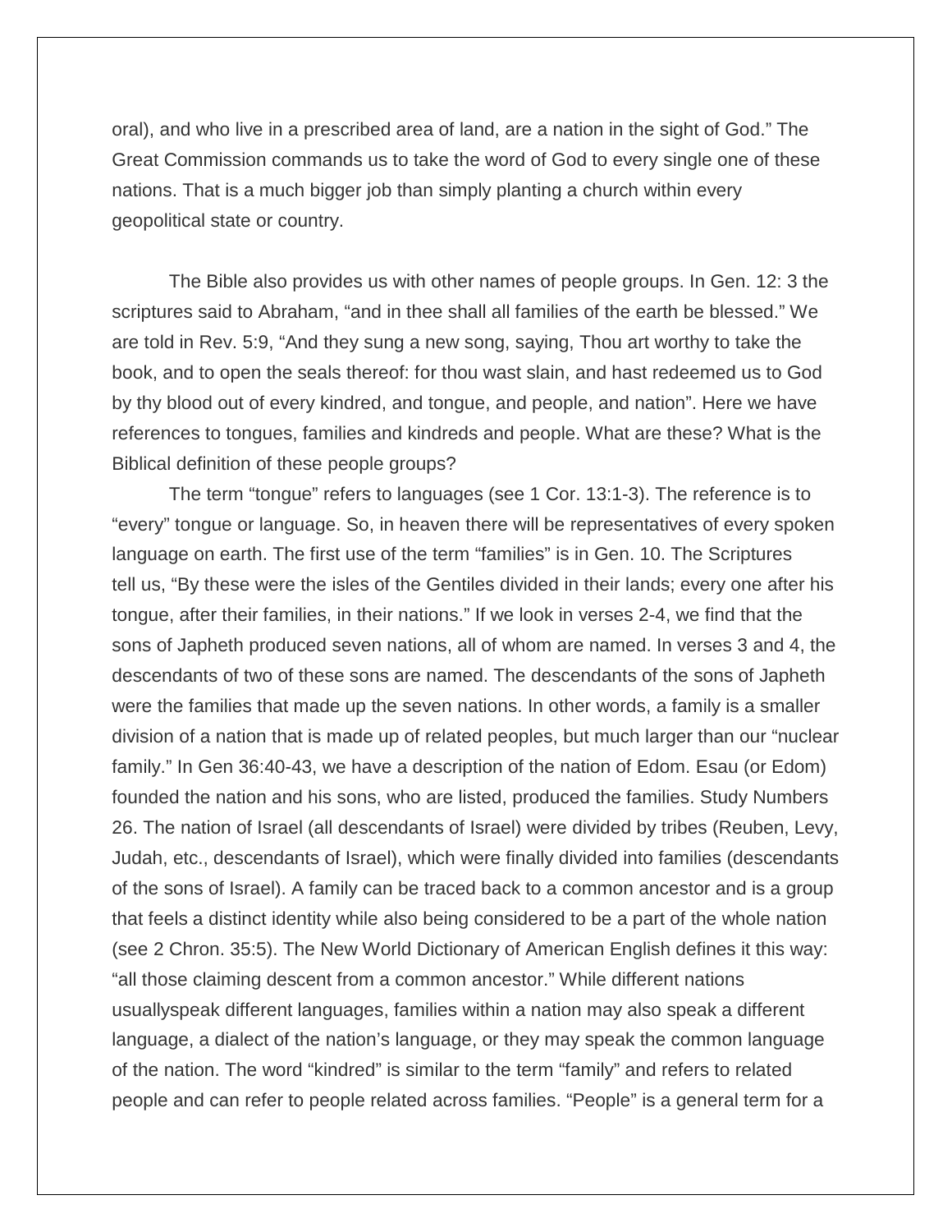oral), and who live in a prescribed area of land, are a nation in the sight of God." The Great Commission commands us to take the word of God to every single one of these nations. That is a much bigger job than simply planting a church within every geopolitical state or country.

The Bible also provides us with other names of people groups. In Gen. 12: 3 the scriptures said to Abraham, "and in thee shall all families of the earth be blessed." We are told in Rev. 5:9, "And they sung a new song, saying, Thou art worthy to take the book, and to open the seals thereof: for thou wast slain, and hast redeemed us to God by thy blood out of every kindred, and tongue, and people, and nation". Here we have references to tongues, families and kindreds and people. What are these? What is the Biblical definition of these people groups?

The term "tongue" refers to languages (see 1 Cor. 13:1-3). The reference is to "every" tongue or language. So, in heaven there will be representatives of every spoken language on earth. The first use of the term "families" is in Gen. 10. The Scriptures tell us, "By these were the isles of the Gentiles divided in their lands; every one after his tongue, after their families, in their nations." If we look in verses 2-4, we find that the sons of Japheth produced seven nations, all of whom are named. In verses 3 and 4, the descendants of two of these sons are named. The descendants of the sons of Japheth were the families that made up the seven nations. In other words, a family is a smaller division of a nation that is made up of related peoples, but much larger than our "nuclear family." In Gen 36:40-43, we have a description of the nation of Edom. Esau (or Edom) founded the nation and his sons, who are listed, produced the families. Study Numbers 26. The nation of Israel (all descendants of Israel) were divided by tribes (Reuben, Levy, Judah, etc., descendants of Israel), which were finally divided into families (descendants of the sons of Israel). A family can be traced back to a common ancestor and is a group that feels a distinct identity while also being considered to be a part of the whole nation (see 2 Chron. 35:5). The New World Dictionary of American English defines it this way: "all those claiming descent from a common ancestor." While different nations usuallyspeak different languages, families within a nation may also speak a different language, a dialect of the nation's language, or they may speak the common language of the nation. The word "kindred" is similar to the term "family" and refers to related people and can refer to people related across families. "People" is a general term for a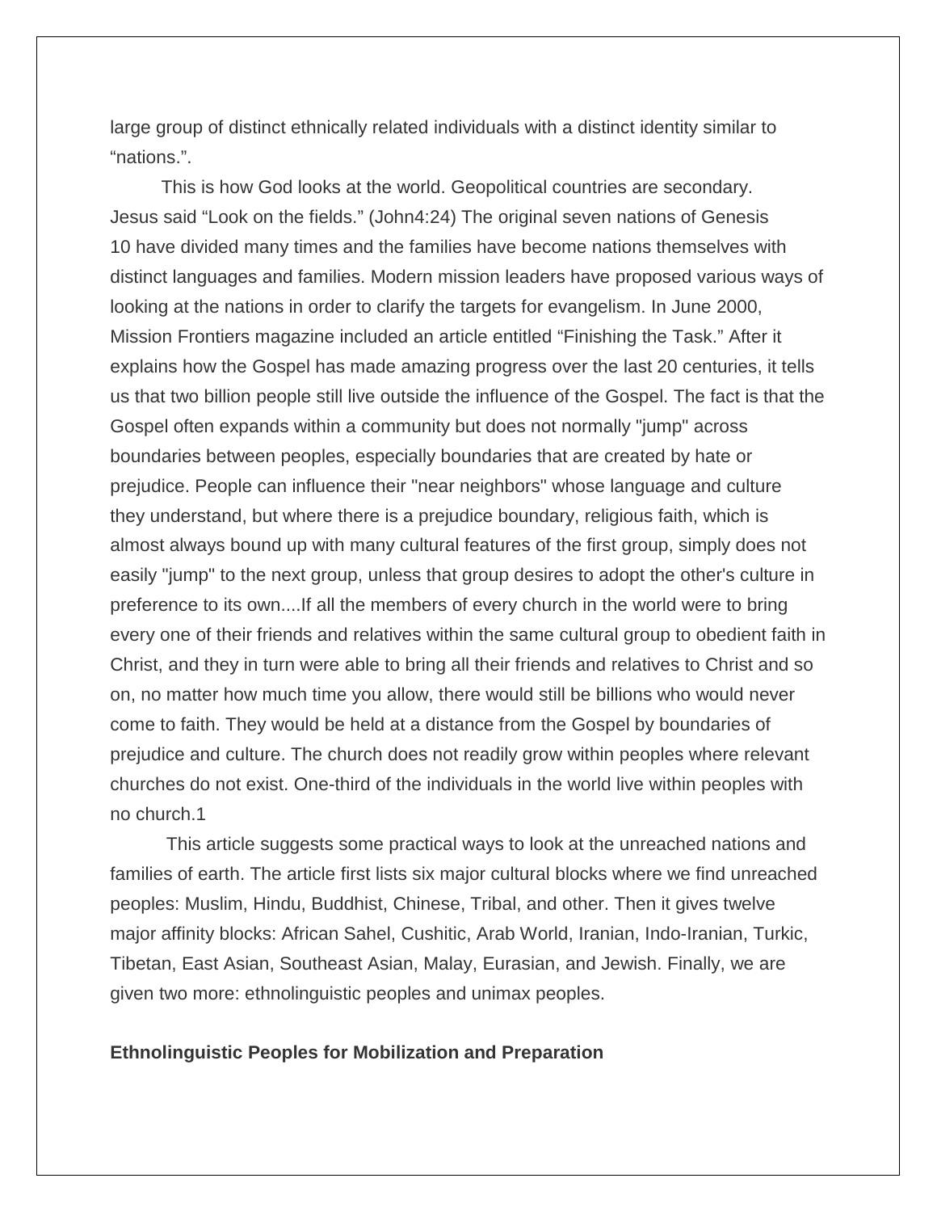large group of distinct ethnically related individuals with a distinct identity similar to "nations.".

This is how God looks at the world. Geopolitical countries are secondary. Jesus said "Look on the fields." (John4:24) The original seven nations of Genesis 10 have divided many times and the families have become nations themselves with distinct languages and families. Modern mission leaders have proposed various ways of looking at the nations in order to clarify the targets for evangelism. In June 2000, Mission Frontiers magazine included an article entitled "Finishing the Task." After it explains how the Gospel has made amazing progress over the last 20 centuries, it tells us that two billion people still live outside the influence of the Gospel. The fact is that the Gospel often expands within a community but does not normally "jump" across boundaries between peoples, especially boundaries that are created by hate or prejudice. People can influence their "near neighbors" whose language and culture they understand, but where there is a prejudice boundary, religious faith, which is almost always bound up with many cultural features of the first group, simply does not easily "jump" to the next group, unless that group desires to adopt the other's culture in preference to its own....If all the members of every church in the world were to bring every one of their friends and relatives within the same cultural group to obedient faith in Christ, and they in turn were able to bring all their friends and relatives to Christ and so on, no matter how much time you allow, there would still be billions who would never come to faith. They would be held at a distance from the Gospel by boundaries of prejudice and culture. The church does not readily grow within peoples where relevant churches do not exist. One-third of the individuals in the world live within peoples with no church.1

This article suggests some practical ways to look at the unreached nations and families of earth. The article first lists six major cultural blocks where we find unreached peoples: Muslim, Hindu, Buddhist, Chinese, Tribal, and other. Then it gives twelve major affinity blocks: African Sahel, Cushitic, Arab World, Iranian, Indo-Iranian, Turkic, Tibetan, East Asian, Southeast Asian, Malay, Eurasian, and Jewish. Finally, we are given two more: ethnolinguistic peoples and unimax peoples.

**Ethnolinguistic Peoples for Mobilization and Preparation**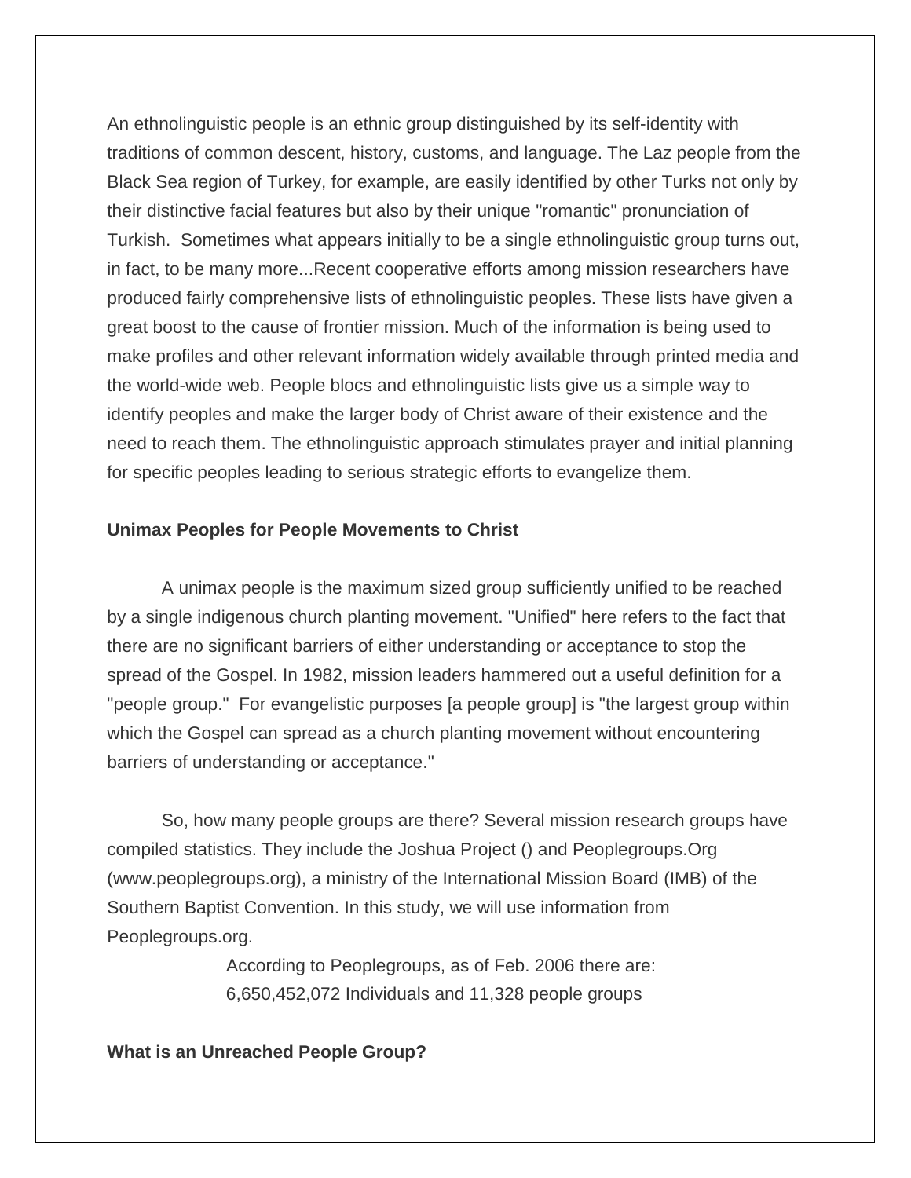An ethnolinguistic people is an ethnic group distinguished by its self-identity with traditions of common descent, history, customs, and language. The Laz people from the Black Sea region of Turkey, for example, are easily identified by other Turks not only by their distinctive facial features but also by their unique "romantic" pronunciation of Turkish. Sometimes what appears initially to be a single ethnolinguistic group turns out, in fact, to be many more...Recent cooperative efforts among mission researchers have produced fairly comprehensive lists of ethnolinguistic peoples. These lists have given a great boost to the cause of frontier mission. Much of the information is being used to make profiles and other relevant information widely available through printed media and the world-wide web. People blocs and ethnolinguistic lists give us a simple way to identify peoples and make the larger body of Christ aware of their existence and the need to reach them. The ethnolinguistic approach stimulates prayer and initial planning for specific peoples leading to serious strategic efforts to evangelize them.

**Unimax Peoples for People Movements to Christ**

A unimax people is the maximum sized group sufficiently unified to be reached by a single indigenous church planting movement. "Unified" here refers to the fact that there are no significant barriers of either understanding or acceptance to stop the spread of the Gospel. In 1982, mission leaders hammered out a useful definition for a "people group." For evangelistic purposes [a people group] is "the largest group within which the Gospel can spread as a church planting movement without encountering barriers of understanding or acceptance."

So, how many people groups are there? Several mission research groups have compiled statistics. They include the Joshua Project () and Peoplegroups.Org (www.peoplegroups.org), a ministry of the International Mission Board (IMB) of the Southern Baptist Convention. In this study, we will use information from Peoplegroups.org.

According to Peoplegroups, as of Feb. 2006 there are:
6,650,452,072 Individuals and 11,328 people groups

**What is an Unreached People Group?**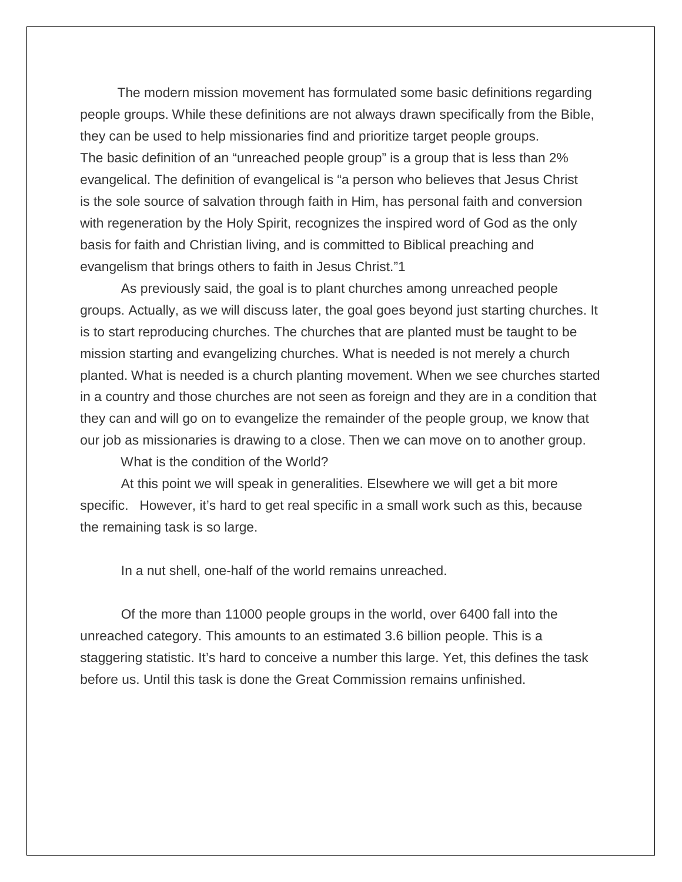The modern mission movement has formulated some basic definitions regarding people groups. While these definitions are not always drawn specifically from the Bible, they can be used to help missionaries find and prioritize target people groups. The basic definition of an "unreached people group" is a group that is less than 2% evangelical. The definition of evangelical is "a person who believes that Jesus Christ is the sole source of salvation through faith in Him, has personal faith and conversion with regeneration by the Holy Spirit, recognizes the inspired word of God as the only basis for faith and Christian living, and is committed to Biblical preaching and evangelism that brings others to faith in Jesus Christ."[1]

As previously said, the goal is to plant churches among unreached people groups. Actually, as we will discuss later, the goal goes beyond just starting churches. It is to start reproducing churches. The churches that are planted must be taught to be mission starting and evangelizing churches. What is needed is not merely a church planted. What is needed is a church planting movement. When we see churches started in a country and those churches are not seen as foreign and they are in a condition that they can and will go on to evangelize the remainder of the people group, we know that our job as missionaries is drawing to a close. Then we can move on to another group.

What is the condition of the World?

At this point we will speak in generalities. Elsewhere we will get a bit more specific. However, it's hard to get real specific in a small work such as this, because the remaining task is so large.

In a nut shell, one-half of the world remains unreached.

Of the more than 11000 people groups in the world, over 6400 fall into the unreached category. This amounts to an estimated 3.6 billion people. This is a staggering statistic. It's hard to conceive a number this large. Yet, this defines the task before us. Until this task is done the Great Commission remains unfinished.